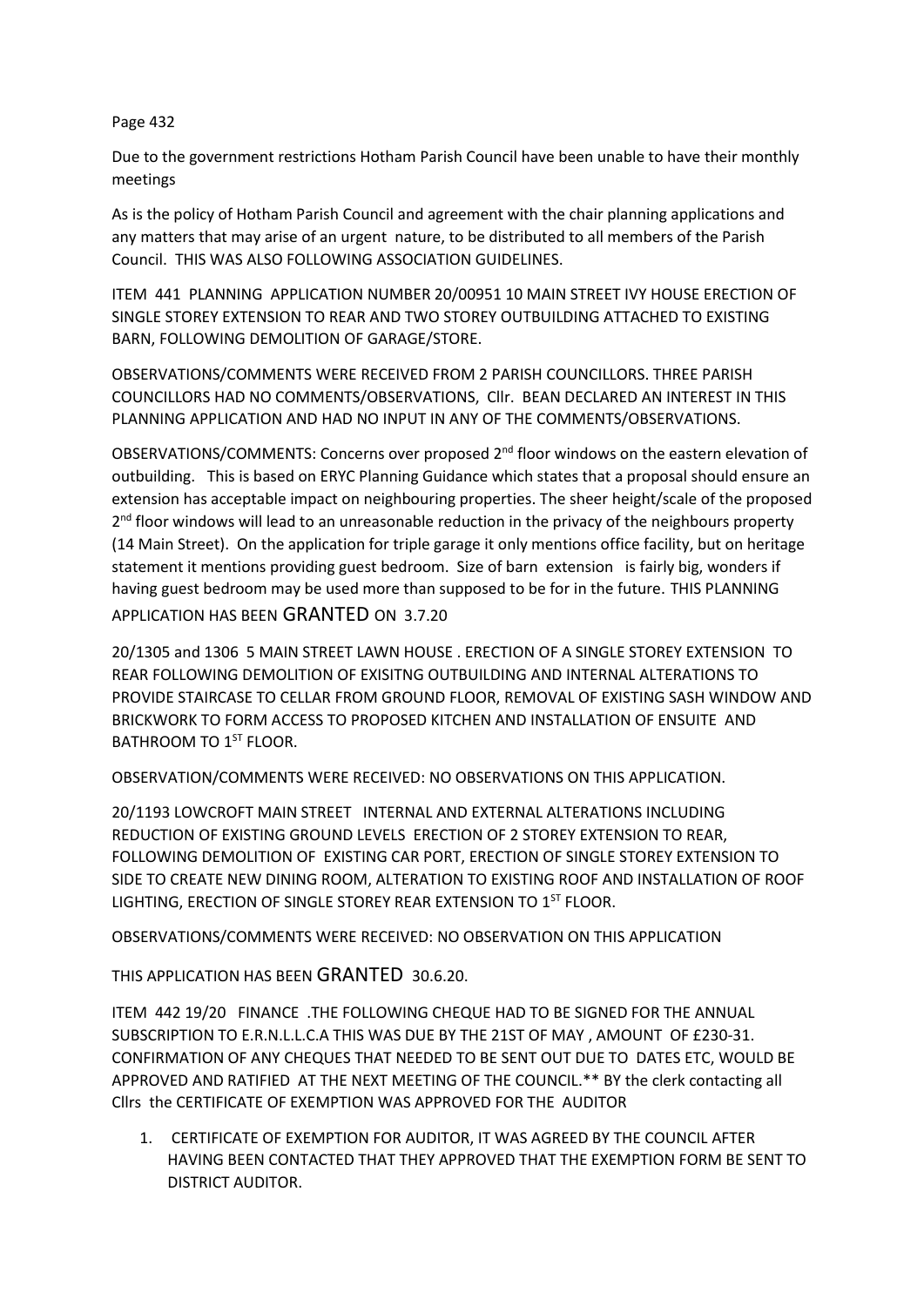Page 432

Due to the government restrictions Hotham Parish Council have been unable to have their monthly meetings

As is the policy of Hotham Parish Council and agreement with the chair planning applications and any matters that may arise of an urgent nature, to be distributed to all members of the Parish Council. THIS WAS ALSO FOLLOWING ASSOCIATION GUIDELINES.

ITEM 441 PLANNING APPLICATION NUMBER 20/00951 10 MAIN STREET IVY HOUSE ERECTION OF SINGLE STOREY EXTENSION TO REAR AND TWO STOREY OUTBUILDING ATTACHED TO EXISTING BARN, FOLLOWING DEMOLITION OF GARAGE/STORE.

OBSERVATIONS/COMMENTS WERE RECEIVED FROM 2 PARISH COUNCILLORS. THREE PARISH COUNCILLORS HAD NO COMMENTS/OBSERVATIONS, Cllr. BEAN DECLARED AN INTEREST IN THIS PLANNING APPLICATION AND HAD NO INPUT IN ANY OF THE COMMENTS/OBSERVATIONS.

OBSERVATIONS/COMMENTS: Concerns over proposed 2nd floor windows on the eastern elevation of outbuilding. This is based on ERYC Planning Guidance which states that a proposal should ensure an extension has acceptable impact on neighbouring properties. The sheer height/scale of the proposed 2nd floor windows will lead to an unreasonable reduction in the privacy of the neighbours property (14 Main Street). On the application for triple garage it only mentions office facility, but on heritage statement it mentions providing guest bedroom. Size of barn extension is fairly big, wonders if having guest bedroom may be used more than supposed to be for in the future. THIS PLANNING APPLICATION HAS BEEN GRANTED ON 3.7.20

20/1305 and 1306 5 MAIN STREET LAWN HOUSE . ERECTION OF A SINGLE STOREY EXTENSION TO REAR FOLLOWING DEMOLITION OF EXISITNG OUTBUILDING AND INTERNAL ALTERATIONS TO PROVIDE STAIRCASE TO CELLAR FROM GROUND FLOOR, REMOVAL OF EXISTING SASH WINDOW AND BRICKWORK TO FORM ACCESS TO PROPOSED KITCHEN AND INSTALLATION OF ENSUITE AND BATHROOM TO 1ST FLOOR.

OBSERVATION/COMMENTS WERE RECEIVED: NO OBSERVATIONS ON THIS APPLICATION.

20/1193 LOWCROFT MAIN STREET INTERNAL AND EXTERNAL ALTERATIONS INCLUDING REDUCTION OF EXISTING GROUND LEVELS ERECTION OF 2 STOREY EXTENSION TO REAR, FOLLOWING DEMOLITION OF EXISTING CAR PORT, ERECTION OF SINGLE STOREY EXTENSION TO SIDE TO CREATE NEW DINING ROOM, ALTERATION TO EXISTING ROOF AND INSTALLATION OF ROOF LIGHTING, ERECTION OF SINGLE STOREY REAR EXTENSION TO 1ST FLOOR.

OBSERVATIONS/COMMENTS WERE RECEIVED: NO OBSERVATION ON THIS APPLICATION

THIS APPLICATION HAS BEEN GRANTED 30.6.20.

ITEM 442 19/20 FINANCE .THE FOLLOWING CHEQUE HAD TO BE SIGNED FOR THE ANNUAL SUBSCRIPTION TO E.R.N.L.L.C.A THIS WAS DUE BY THE 21ST OF MAY , AMOUNT OF £230-31. CONFIRMATION OF ANY CHEQUES THAT NEEDED TO BE SENT OUT DUE TO DATES ETC, WOULD BE APPROVED AND RATIFIED AT THE NEXT MEETING OF THE COUNCIL.** BY the clerk contacting all Cllrs the CERTIFICATE OF EXEMPTION WAS APPROVED FOR THE AUDITOR

1. CERTIFICATE OF EXEMPTION FOR AUDITOR, IT WAS AGREED BY THE COUNCIL AFTER HAVING BEEN CONTACTED THAT THEY APPROVED THAT THE EXEMPTION FORM BE SENT TO DISTRICT AUDITOR.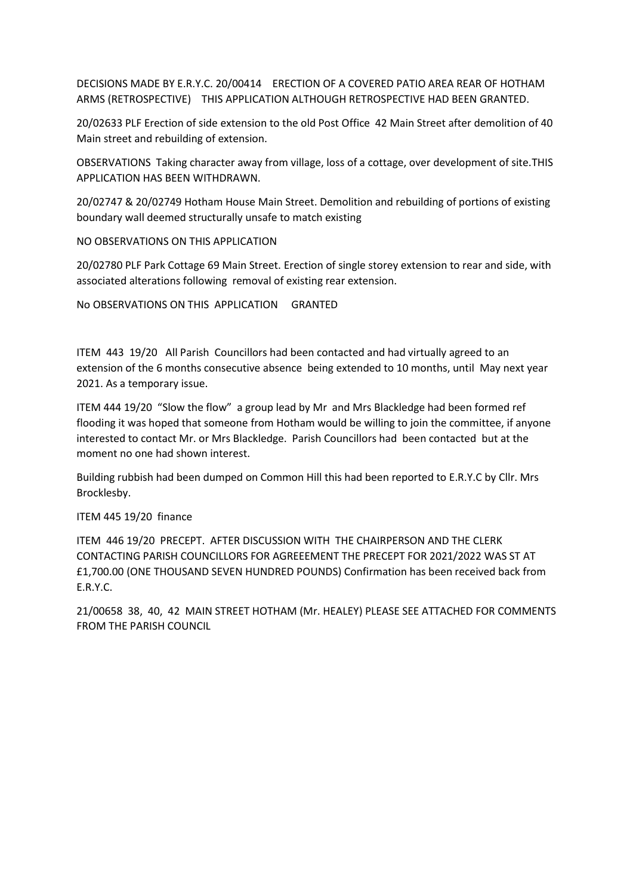DECISIONS MADE BY E.R.Y.C. 20/00414 ERECTION OF A COVERED PATIO AREA REAR OF HOTHAM ARMS (RETROSPECTIVE) THIS APPLICATION ALTHOUGH RETROSPECTIVE HAD BEEN GRANTED.

20/02633 PLF Erection of side extension to the old Post Office 42 Main Street after demolition of 40 Main street and rebuilding of extension.

OBSERVATIONS Taking character away from village, loss of a cottage, over development of site.THIS APPLICATION HAS BEEN WITHDRAWN.

20/02747 & 20/02749 Hotham House Main Street. Demolition and rebuilding of portions of existing boundary wall deemed structurally unsafe to match existing

NO OBSERVATIONS ON THIS APPLICATION

20/02780 PLF Park Cottage 69 Main Street. Erection of single storey extension to rear and side, with associated alterations following removal of existing rear extension.

No OBSERVATIONS ON THIS APPLICATION GRANTED

ITEM 443 19/20 All Parish Councillors had been contacted and had virtually agreed to an extension of the 6 months consecutive absence being extended to 10 months, until May next year 2021. As a temporary issue.

ITEM 444 19/20 "Slow the flow" a group lead by Mr and Mrs Blackledge had been formed ref flooding it was hoped that someone from Hotham would be willing to join the committee, if anyone interested to contact Mr. or Mrs Blackledge. Parish Councillors had been contacted but at the moment no one had shown interest.

Building rubbish had been dumped on Common Hill this had been reported to E.R.Y.C by Cllr. Mrs Brocklesby.

ITEM 445 19/20 finance

ITEM 446 19/20 PRECEPT. AFTER DISCUSSION WITH THE CHAIRPERSON AND THE CLERK CONTACTING PARISH COUNCILLORS FOR AGREEEMENT THE PRECEPT FOR 2021/2022 WAS ST AT £1,700.00 (ONE THOUSAND SEVEN HUNDRED POUNDS) Confirmation has been received back from E.R.Y.C.

21/00658 38, 40, 42 MAIN STREET HOTHAM (Mr. HEALEY) PLEASE SEE ATTACHED FOR COMMENTS FROM THE PARISH COUNCIL